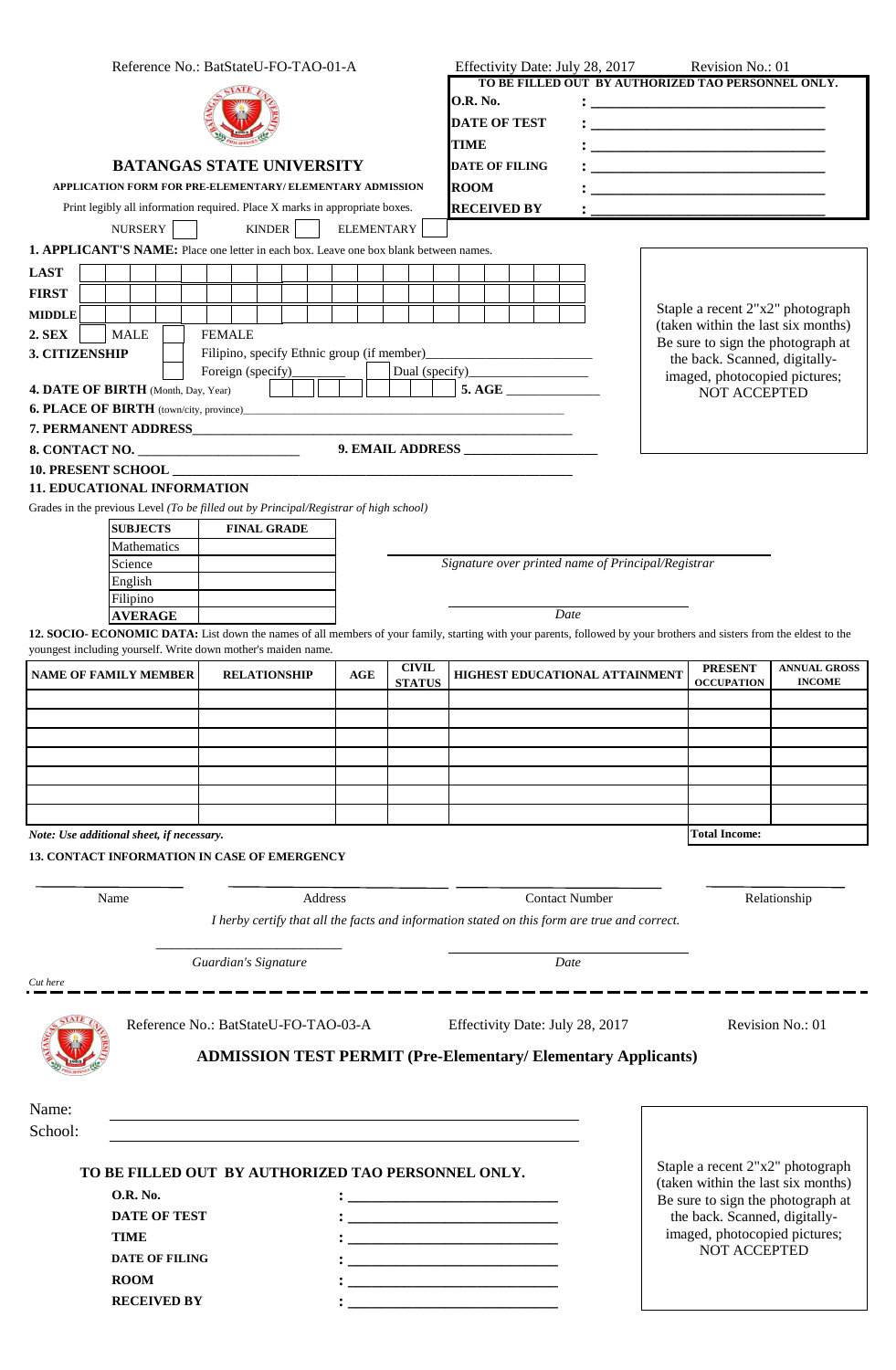Reference No.: BatStateU-FO-TAO-01-A

Effectivity Date: July 28, 2017 Revision No.: 01

**TO BE FILLED OUT BY AUTHORIZED TAO PERSONNEL ONLY.**

| | |
|---|---|
| **O.R. No.** | : ______________________________ |
| **DATE OF TEST** | : ______________________________ |
| **TIME** | : ______________________________ |
| **DATE OF FILING** | : ______________________________ |
| **ROOM** | : ______________________________ |
| **RECEIVED BY** | : ______________________________ |

# BATANGAS STATE UNIVERSITY

**APPLICATION FORM FOR PRE-ELEMENTARY/ ELEMENTARY ADMISSION**

Print legibly all information required. Place X marks in appropriate boxes.

NURSERY ☐ KINDER ☐ ELEMENTARY ☐

**1. APPLICANT'S NAME:** Place one letter in each box. Leave one box blank between names.

**LAST** ☐☐☐☐☐☐☐☐☐☐☐☐☐☐☐☐☐☐☐☐

**FIRST** ☐☐☐☐☐☐☐☐☐☐☐☐☐☐☐☐☐☐☐☐

**MIDDLE** ☐☐☐☐☐☐☐☐☐☐☐☐☐☐☐☐☐☐☐☐

Staple a recent 2"x2" photograph (taken within the last six months) Be sure to sign the photograph at the back. Scanned, digitally-imaged, photocopied pictures; NOT ACCEPTED

**2. SEX** ☐ MALE ☐ FEMALE

**3. CITIZENSHIP** ☐ Filipino, specify Ethnic group (if member)________________________

☐ Foreign (specify)________ ☐ Dual (specify)__________________

**4. DATE OF BIRTH** (Month, Day, Year) ☐☐ ☐☐ ☐☐☐☐ **5. AGE** ______________

**6. PLACE OF BIRTH** (town/city, province)________________________________________________

**7. PERMANENT ADDRESS**________________________________________________

**8. CONTACT NO.** ________________________ **9. EMAIL ADDRESS** ____________________

**10. PRESENT SCHOOL** ________________________________________________

**11. EDUCATIONAL INFORMATION**

Grades in the previous Level *(To be filled out by Principal/Registrar of high school)*

| **SUBJECTS** | **FINAL GRADE** |
|---|---|
| Mathematics | |
| Science | |
| English | |
| Filipino | |
| **AVERAGE** | |

______________________________________
*Signature over printed name of Principal/Registrar*

______________________________________
*Date*

**12. SOCIO- ECONOMIC DATA:** List down the names of all members of your family, starting with your parents, followed by your brothers and sisters from the eldest to the youngest including yourself. Write down mother's maiden name.

| NAME OF FAMILY MEMBER | RELATIONSHIP | AGE | CIVIL STATUS | HIGHEST EDUCATIONAL ATTAINMENT | PRESENT OCCUPATION | ANNUAL GROSS INCOME |
|---|---|---|---|---|---|---|
| | | | | | | |
| | | | | | | |
| | | | | | | |
| | | | | | | |
| | | | | | | |
| | | | | | | |
| | | | | | | |
| | | | | | **Total Income:** | |

*Note: Use additional sheet, if necessary.*

**13. CONTACT INFORMATION IN CASE OF EMERGENCY**

| ____________ | ____________ | ____________ | ____________ |
|---|---|---|---|
| Name | Address | Contact Number | Relationship |

*I herby certify that all the facts and information stated on this form are true and correct.*

______________________________ ______________________________
*Guardian's Signature* *Date*

*Cut here*

---

Reference No.: BatStateU-FO-TAO-03-A Effectivity Date: July 28, 2017 Revision No.: 01

## ADMISSION TEST PERMIT (Pre-Elementary/ Elementary Applicants)

Name: ________________________________________

School: ________________________________________

Staple a recent 2"x2" photograph (taken within the last six months) Be sure to sign the photograph at the back. Scanned, digitally-imaged, photocopied pictures; NOT ACCEPTED

**TO BE FILLED OUT BY AUTHORIZED TAO PERSONNEL ONLY.**

| | |
|---|---|
| **O.R. No.** | : ______________________________ |
| **DATE OF TEST** | : ______________________________ |
| **TIME** | : ______________________________ |
| **DATE OF FILING** | : ______________________________ |
| **ROOM** | : ______________________________ |
| **RECEIVED BY** | : ______________________________ |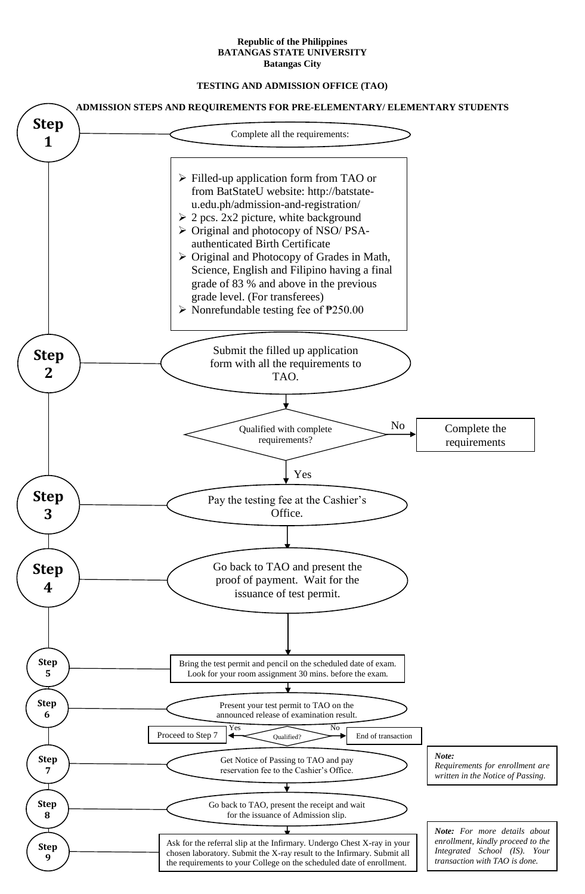**Republic of the Philippines**
**BATANGAS STATE UNIVERSITY**
**Batangas City**

**TESTING AND ADMISSION OFFICE (TAO)**

**ADMISSION STEPS AND REQUIREMENTS FOR PRE-ELEMENTARY/ ELEMENTARY STUDENTS**

**Step 1**

Complete all the requirements:

- Filled-up application form from TAO or from BatStateU website: http://batstate-u.edu.ph/admission-and-registration/
- 2 pcs. 2x2 picture, white background
- Original and photocopy of NSO/ PSA-authenticated Birth Certificate
- Original and Photocopy of Grades in Math, Science, English and Filipino having a final grade of 83 % and above in the previous grade level. (For transferees)
- Nonrefundable testing fee of ₱250.00

**Step 2**

Submit the filled up application form with all the requirements to TAO.

Qualified with complete requirements?

- No → Complete the requirements
- Yes → Step 3

**Step 3**

Pay the testing fee at the Cashier's Office.

**Step 4**

Go back to TAO and present the proof of payment. Wait for the issuance of test permit.

**Step 5**

Bring the test permit and pencil on the scheduled date of exam. Look for your room assignment 30 mins. before the exam.

**Step 6**

Present your test permit to TAO on the announced release of examination result.

Qualified?

- Yes → Proceed to Step 7
- No → End of transaction

**Step 7**

Get Notice of Passing to TAO and pay reservation fee to the Cashier's Office.

***Note:***
*Requirements for enrollment are written in the Notice of Passing.*

**Step 8**

Go back to TAO, present the receipt and wait for the issuance of Admission slip.

**Step 9**

Ask for the referral slip at the Infirmary. Undergo Chest X-ray in your chosen laboratory. Submit the X-ray result to the Infirmary. Submit all the requirements to your College on the scheduled date of enrollment.

***Note:*** *For more details about enrollment, kindly proceed to the Integrated School (IS). Your transaction with TAO is done.*